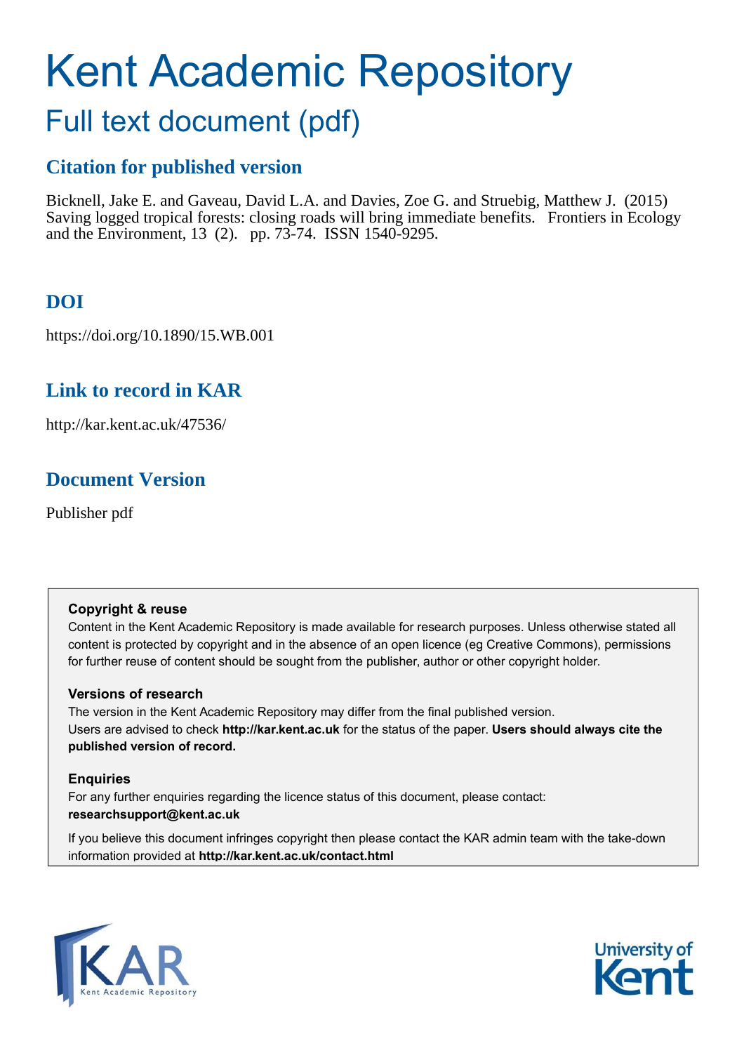# Kent Academic Repository

## Full text document (pdf)

### Citation for published version

Bicknell, Jake E. and Gaveau, David L.A. and Davies, Zoe G. and Struebig, Matthew J. (2015) Saving logged tropical forests: closing roads will bring immediate benefits. Frontiers in Ecology and the Environment, 13 (2). pp. 73-74. ISSN 1540-9295.

### DOI

https://doi.org/10.1890/15.WB.001

### Link to record in KAR

http://kar.kent.ac.uk/47536/

### Document Version

Publisher pdf

**Copyright & reuse**

Content in the Kent Academic Repository is made available for research purposes. Unless otherwise stated all content is protected by copyright and in the absence of an open licence (eg Creative Commons), permissions for further reuse of content should be sought from the publisher, author or other copyright holder.

**Versions of research**

The version in the Kent Academic Repository may differ from the final published version. Users are advised to check **http://kar.kent.ac.uk** for the status of the paper. **Users should always cite the published version of record.**

**Enquiries**

For any further enquiries regarding the licence status of this document, please contact: **researchsupport@kent.ac.uk**

If you believe this document infringes copyright then please contact the KAR admin team with the take-down information provided at **http://kar.kent.ac.uk/contact.html**

KAR Kent Academic Repository

University of Kent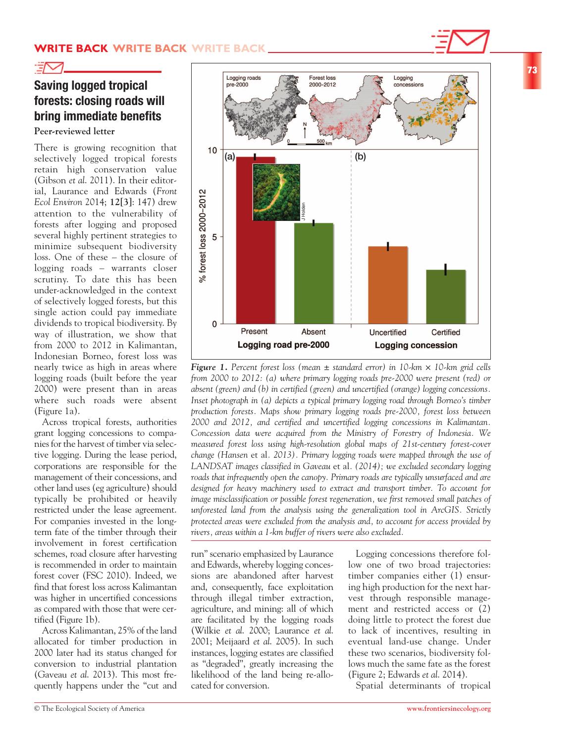# Saving logged tropical forests: closing roads will bring immediate benefits

**Peer-reviewed letter**

There is growing recognition that selectively logged tropical forests retain high conservation value (Gibson *et al*. 2011). In their editorial, Laurance and Edwards (*Front Ecol Environ* 2014; **12[3]**: 147) drew attention to the vulnerability of forests after logging and proposed several highly pertinent strategies to minimize subsequent biodiversity loss. One of these – the closure of logging roads – warrants closer scrutiny. To date this has been under-acknowledged in the context of selectively logged forests, but this single action could pay immediate dividends to tropical biodiversity. By way of illustration, we show that from 2000 to 2012 in Kalimantan, Indonesian Borneo, forest loss was nearly twice as high in areas where logging roads (built before the year 2000) were present than in areas where such roads were absent (Figure 1a).

Across tropical forests, authorities grant logging concessions to companies for the harvest of timber via selective logging. During the lease period, corporations are responsible for the management of their concessions, and other land uses (eg agriculture) should typically be prohibited or heavily restricted under the lease agreement. For companies invested in the long-term fate of the timber through their involvement in forest certification schemes, road closure after harvesting is recommended in order to maintain forest cover (FSC 2010). Indeed, we find that forest loss across Kalimantan was higher in uncertified concessions as compared with those that were certified (Figure 1b).

Across Kalimantan, 25% of the land allocated for timber production in 2000 later had its status changed for conversion to industrial plantation (Gaveau *et al*. 2013). This most frequently happens under the "cut and run" scenario emphasized by Laurance and Edwards, whereby logging concessions are abandoned after harvest and, consequently, face exploitation through illegal timber extraction, agriculture, and mining: all of which are facilitated by the logging roads (Wilkie *et al*. 2000; Laurance *et al*. 2001; Meijaard *et al*. 2005). In such instances, logging estates are classified as "degraded", greatly increasing the likelihood of the land being re-allocated for conversion.

Logging concessions therefore follow one of two broad trajectories: timber companies either (1) ensuring high production for the next harvest through responsible management and restricted access or (2) doing little to protect the forest due to lack of incentives, resulting in eventual land-use change. Under these two scenarios, biodiversity follows much the same fate as the forest (Figure 2; Edwards *et al*. 2014).

Spatial determinants of tropical

*Figure 1. Percent forest loss (mean ± standard error) in 10-km × 10-km grid cells from 2000 to 2012: (a) where primary logging roads pre-2000 were present (red) or absent (green) and (b) in certified (green) and uncertified (orange) logging concessions. Inset photograph in (a) depicts a typical primary logging road through Borneo's timber production forests. Maps show primary logging roads pre-2000, forest loss between 2000 and 2012, and certified and uncertified logging concessions in Kalimantan. Concession data were acquired from the Ministry of Forestry of Indonesia. We measured forest loss using high-resolution global maps of 21st-century forest-cover change (Hansen* et al. *2013). Primary logging roads were mapped through the use of LANDSAT images classified in Gaveau* et al. *(2014); we excluded secondary logging roads that infrequently open the canopy. Primary roads are typically unsurfaced and are designed for heavy machinery used to extract and transport timber. To account for image misclassification or possible forest regeneration, we first removed small patches of unforested land from the analysis using the generalization tool in ArcGIS. Strictly protected areas were excluded from the analysis and, to account for access provided by rivers, areas within a 1-km buffer of rivers were also excluded.*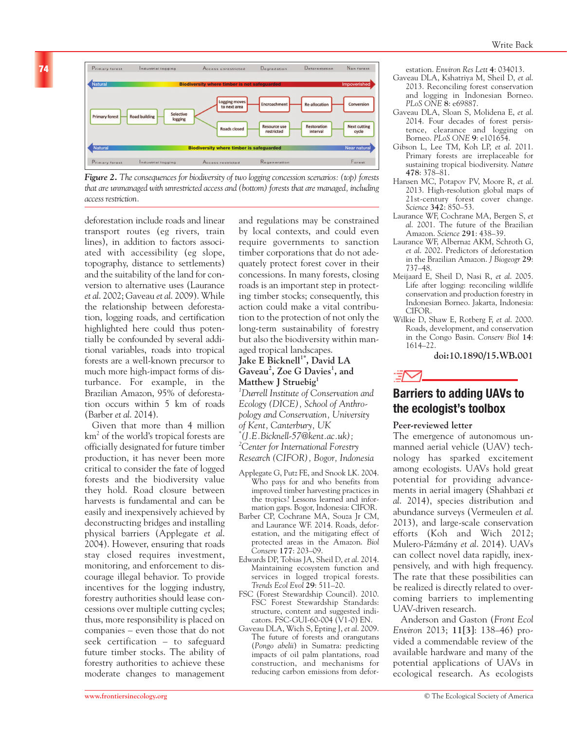*Figure 2. The consequences for biodiversity of two logging concession scenarios: (top) forests that are unmanaged with unrestricted access and (bottom) forests that are managed, including access restriction.*

deforestation include roads and linear transport routes (eg rivers, train lines), in addition to factors associated with accessibility (eg slope, topography, distance to settlements) and the suitability of the land for conversion to alternative uses (Laurance *et al*. 2002; Gaveau *et al*. 2009). While the relationship between deforestation, logging roads, and certification highlighted here could thus potentially be confounded by several additional variables, roads into tropical forests are a well-known precursor to much more high-impact forms of disturbance. For example, in the Brazilian Amazon, 95% of deforestation occurs within 5 km of roads (Barber *et al*. 2014).

Given that more than 4 million km$^2$ of the world's tropical forests are officially designated for future timber production, it has never been more critical to consider the fate of logged forests and the biodiversity value they hold. Road closure between harvests is fundamental and can be easily and inexpensively achieved by deconstructing bridges and installing physical barriers (Applegate *et al*. 2004). However, ensuring that roads stay closed requires investment, monitoring, and enforcement to discourage illegal behavior. To provide incentives for the logging industry, forestry authorities should lease concessions over multiple cutting cycles; thus, more responsibility is placed on companies – even those that do not seek certification – to safeguard future timber stocks. The ability of forestry authorities to achieve these moderate changes to management and regulations may be constrained by local contexts, and could even require governments to sanction timber corporations that do not adequately protect forest cover in their concessions. In many forests, closing roads is an important step in protecting timber stocks; consequently, this action could make a vital contribution to the protection of not only the long-term sustainability of forestry but also the biodiversity within managed tropical landscapes.

**Jake E Bicknell[1*], David LA Gaveau[2], Zoe G Davies[1], and Matthew J Struebig[1]**

*[1]Durrell Institute of Conservation and Ecology (DICE), School of Anthropology and Conservation, University of Kent, Canterbury, UK*
*[*](J.E.Bicknell-57@kent.ac.uk);*
*[2]Center for International Forestry Research (CIFOR), Bogor, Indonesia*

Applegate G, Putz FE, and Snook LK. 2004. Who pays for and who benefits from improved timber harvesting practices in the tropics? Lessons learned and information gaps. Bogor, Indonesia: CIFOR.

Barber CP, Cochrane MA, Souza Jr CM, and Laurance WF. 2014. Roads, deforestation, and the mitigating effect of protected areas in the Amazon. *Biol Conserv* **177**: 203–09.

Edwards DP, Tobias JA, Sheil D, *et al*. 2014. Maintaining ecosystem function and services in logged tropical forests. *Trends Ecol Evol* **29**: 511–20.

FSC (Forest Stewardship Council). 2010. FSC Forest Stewardship Standards: structure, content and suggested indicators. FSC-GUI-60-004 (V1-0) EN.

Gaveau DLA, Wich S, Epting J, *et al*. 2009. The future of forests and orangutans (*Pongo abelii*) in Sumatra: predicting impacts of oil palm plantations, road construction, and mechanisms for reducing carbon emissions from deforestation. *Environ Res Lett* **4**: 034013.

Gaveau DLA, Kshatriya M, Sheil D, *et al*. 2013. Reconciling forest conservation and logging in Indonesian Borneo. *PLoS ONE* **8**: e69887.

Gaveau DLA, Sloan S, Molidena E, *et al*. 2014. Four decades of forest persistence, clearance and logging on Borneo. *PLoS ONE* **9**: e101654.

Gibson L, Lee TM, Koh LP, *et al*. 2011. Primary forests are irreplaceable for sustaining tropical biodiversity. *Nature* **478**: 378–81.

Hansen MC, Potapov PV, Moore R, *et al*. 2013. High-resolution global maps of 21st-century forest cover change. *Science* **342**: 850–53.

Laurance WF, Cochrane MA, Bergen S, *et al*. 2001. The future of the Brazilian Amazon. *Science* **291**: 438–39.

Laurance WF, Albernaz AKM, Schroth G, *et al*. 2002. Predictors of deforestation in the Brazilian Amazon. *J Biogeogr* **29**: 737–48.

Meijaard E, Sheil D, Nasi R, *et al*. 2005. Life after logging: reconciling wildlife conservation and production forestry in Indonesian Borneo. Jakarta, Indonesia: CIFOR.

Wilkie D, Shaw E, Rotberg F, *et al*. 2000. Roads, development, and conservation in the Congo Basin. *Conserv Biol* **14**: 1614–22.

**doi:10.1890/15.WB.001**

## Barriers to adding UAVs to the ecologist's toolbox

**Peer-reviewed letter**

The emergence of autonomous unmanned aerial vehicle (UAV) technology has sparked excitement among ecologists. UAVs hold great potential for providing advancements in aerial imagery (Shahbazi *et al*. 2014), species distribution and abundance surveys (Vermeulen *et al*. 2013), and large-scale conservation efforts (Koh and Wich 2012; Mulero-Pázmány *et al*. 2014). UAVs can collect novel data rapidly, inexpensively, and with high frequency. The rate that these possibilities can be realized is directly related to overcoming barriers to implementing UAV-driven research.

Anderson and Gaston (*Front Ecol Environ* 2013; **11[3]**: 138–46) provided a commendable review of the available hardware and many of the potential applications of UAVs in ecological research. As ecologists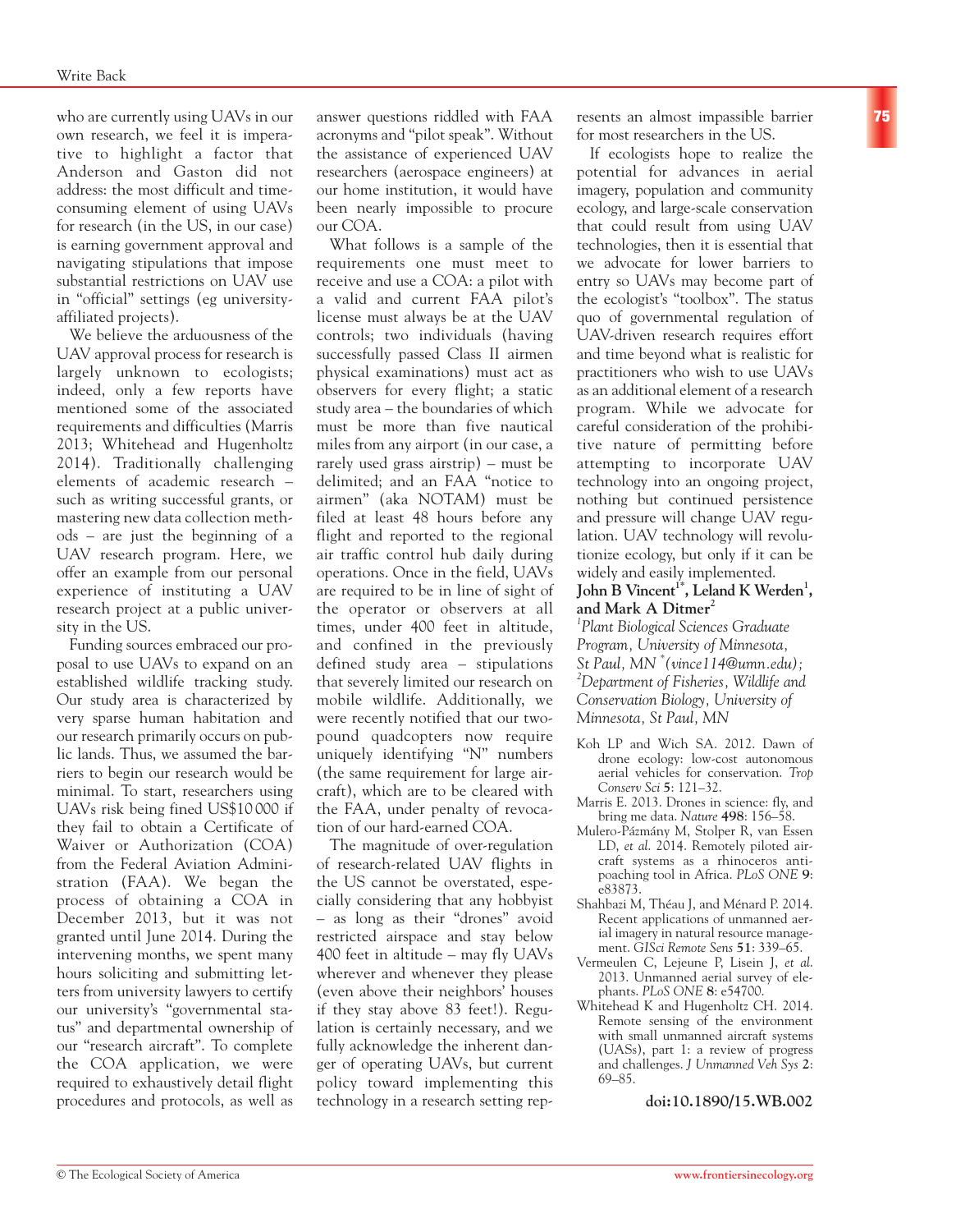who are currently using UAVs in our own research, we feel it is imperative to highlight a factor that Anderson and Gaston did not address: the most difficult and time-consuming element of using UAVs for research (in the US, in our case) is earning government approval and navigating stipulations that impose substantial restrictions on UAV use in "official" settings (eg university-affiliated projects).

We believe the arduousness of the UAV approval process for research is largely unknown to ecologists; indeed, only a few reports have mentioned some of the associated requirements and difficulties (Marris 2013; Whitehead and Hugenholtz 2014). Traditionally challenging elements of academic research – such as writing successful grants, or mastering new data collection methods – are just the beginning of a UAV research program. Here, we offer an example from our personal experience of instituting a UAV research project at a public university in the US.

Funding sources embraced our proposal to use UAVs to expand on an established wildlife tracking study. Our study area is characterized by very sparse human habitation and our research primarily occurs on public lands. Thus, we assumed the barriers to begin our research would be minimal. To start, researchers using UAVs risk being fined US$10 000 if they fail to obtain a Certificate of Waiver or Authorization (COA) from the Federal Aviation Administration (FAA). We began the process of obtaining a COA in December 2013, but it was not granted until June 2014. During the intervening months, we spent many hours soliciting and submitting letters from university lawyers to certify our university's "governmental status" and departmental ownership of our "research aircraft". To complete the COA application, we were required to exhaustively detail flight procedures and protocols, as well as answer questions riddled with FAA acronyms and "pilot speak". Without the assistance of experienced UAV researchers (aerospace engineers) at our home institution, it would have been nearly impossible to procure our COA.

What follows is a sample of the requirements one must meet to receive and use a COA: a pilot with a valid and current FAA pilot's license must always be at the UAV controls; two individuals (having successfully passed Class II airmen physical examinations) must act as observers for every flight; a static study area – the boundaries of which must be more than five nautical miles from any airport (in our case, a rarely used grass airstrip) – must be delimited; and an FAA "notice to airmen" (aka NOTAM) must be filed at least 48 hours before any flight and reported to the regional air traffic control hub daily during operations. Once in the field, UAVs are required to be in line of sight of the operator or observers at all times, under 400 feet in altitude, and confined in the previously defined study area – stipulations that severely limited our research on mobile wildlife. Additionally, we were recently notified that our two-pound quadcopters now require uniquely identifying "N" numbers (the same requirement for large aircraft), which are to be cleared with the FAA, under penalty of revocation of our hard-earned COA.

The magnitude of over-regulation of research-related UAV flights in the US cannot be overstated, especially considering that any hobbyist – as long as their "drones" avoid restricted airspace and stay below 400 feet in altitude – may fly UAVs wherever and whenever they please (even above their neighbors' houses if they stay above 83 feet!). Regulation is certainly necessary, and we fully acknowledge the inherent danger of operating UAVs, but current policy toward implementing this technology in a research setting represents an almost impassible barrier for most researchers in the US.

If ecologists hope to realize the potential for advances in aerial imagery, population and community ecology, and large-scale conservation that could result from using UAV technologies, then it is essential that we advocate for lower barriers to entry so UAVs may become part of the ecologist's "toolbox". The status quo of governmental regulation of UAV-driven research requires effort and time beyond what is realistic for practitioners who wish to use UAVs as an additional element of a research program. While we advocate for careful consideration of the prohibitive nature of permitting before attempting to incorporate UAV technology into an ongoing project, nothing but continued persistence and pressure will change UAV regulation. UAV technology will revolutionize ecology, but only if it can be widely and easily implemented.

**John B Vincent[1*], Leland K Werden[1], and Mark A Ditmer[2]**

*[1]Plant Biological Sciences Graduate Program, University of Minnesota, St Paul, MN [*](vince114@umn.edu); [2]Department of Fisheries, Wildlife and Conservation Biology, University of Minnesota, St Paul, MN*

Koh LP and Wich SA. 2012. Dawn of drone ecology: low-cost autonomous aerial vehicles for conservation. *Trop Conserv Sci* **5**: 121–32.

Marris E. 2013. Drones in science: fly, and bring me data. *Nature* **498**: 156–58.

Mulero-Pázmány M, Stolper R, van Essen LD, *et al.* 2014. Remotely piloted aircraft systems as a rhinoceros anti-poaching tool in Africa. *PLoS ONE* **9**: e83873.

Shahbazi M, Théau J, and Ménard P. 2014. Recent applications of unmanned aerial imagery in natural resource management. *GISci Remote Sens* **51**: 339–65.

Vermeulen C, Lejeune P, Lisein J, *et al.* 2013. Unmanned aerial survey of elephants. *PLoS ONE* **8**: e54700.

Whitehead K and Hugenholtz CH. 2014. Remote sensing of the environment with small unmanned aircraft systems (UASs), part 1: a review of progress and challenges. *J Unmanned Veh Sys* **2**: 69–85.

**doi:10.1890/15.WB.002**